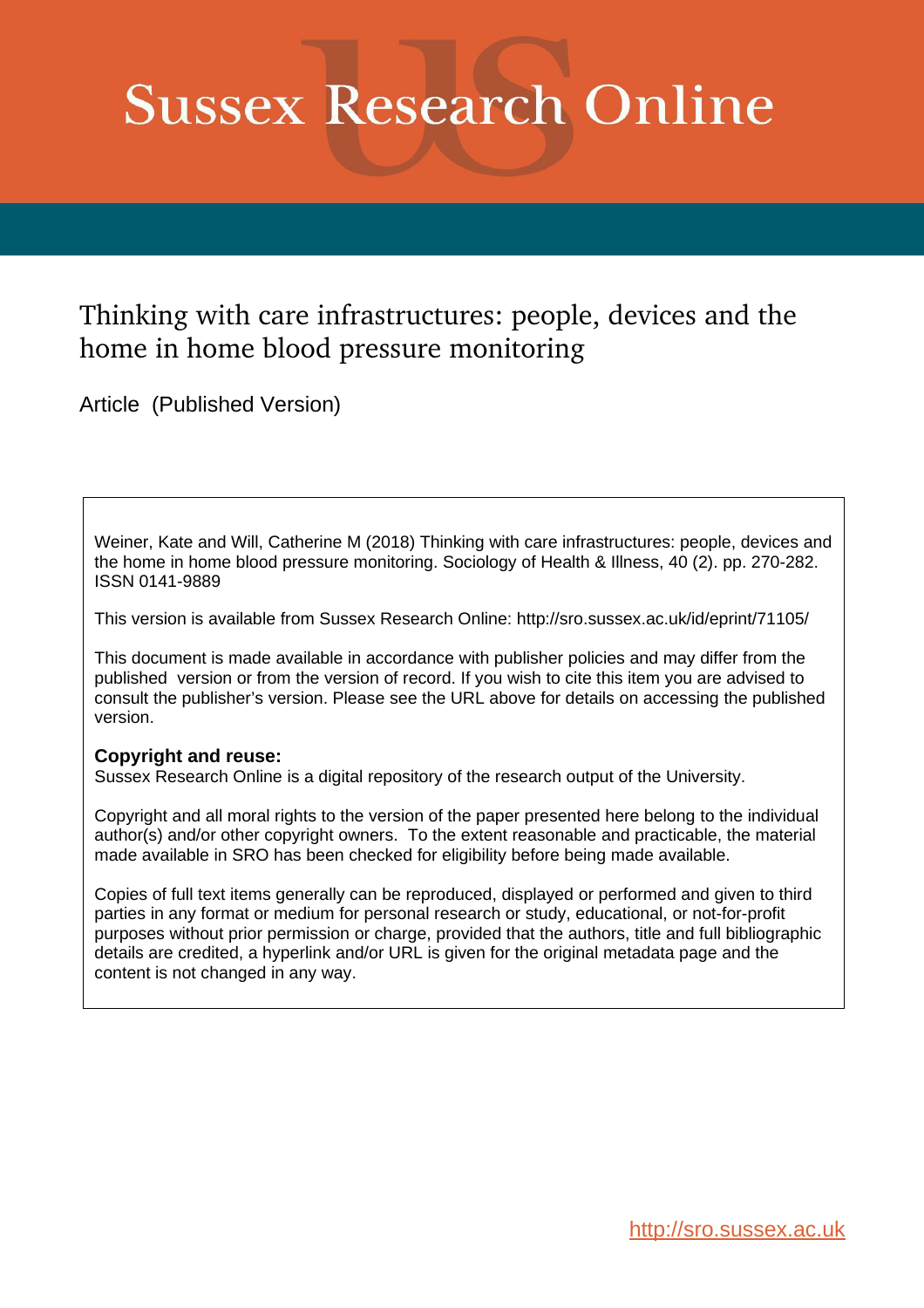# Sussex Research Online

## Thinking with care infrastructures: people, devices and the home in home blood pressure monitoring

Article (Published Version)

Weiner, Kate and Will, Catherine M (2018) Thinking with care infrastructures: people, devices and the home in home blood pressure monitoring. Sociology of Health & Illness, 40 (2). pp. 270-282. ISSN 0141-9889

This version is available from Sussex Research Online: http://sro.sussex.ac.uk/id/eprint/71105/

This document is made available in accordance with publisher policies and may differ from the published version or from the version of record. If you wish to cite this item you are advised to consult the publisher's version. Please see the URL above for details on accessing the published version.

**Copyright and reuse:**
Sussex Research Online is a digital repository of the research output of the University.

Copyright and all moral rights to the version of the paper presented here belong to the individual author(s) and/or other copyright owners. To the extent reasonable and practicable, the material made available in SRO has been checked for eligibility before being made available.

Copies of full text items generally can be reproduced, displayed or performed and given to third parties in any format or medium for personal research or study, educational, or not-for-profit purposes without prior permission or charge, provided that the authors, title and full bibliographic details are credited, a hyperlink and/or URL is given for the original metadata page and the content is not changed in any way.

http://sro.sussex.ac.uk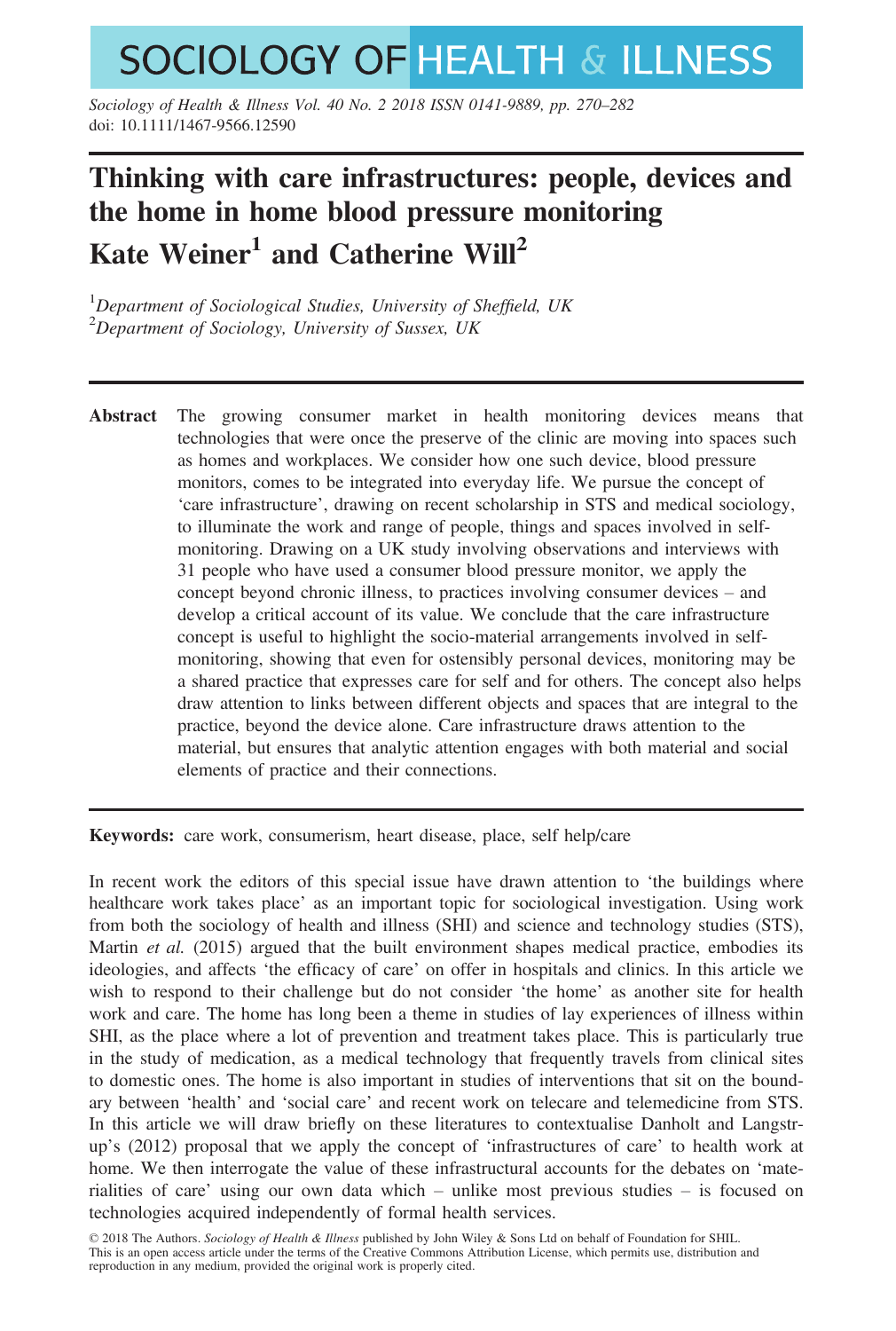# SOCIOLOGY OF HEALTH & ILLNESS

# Thinking with care infrastructures: people, devices and the home in home blood pressure monitoring

## Kate Weiner[1] and Catherine Will[2]

[1]*Department of Sociological Studies, University of Sheffield, UK*
[2]*Department of Sociology, University of Sussex, UK*

---

**Abstract** The growing consumer market in health monitoring devices means that technologies that were once the preserve of the clinic are moving into spaces such as homes and workplaces. We consider how one such device, blood pressure monitors, comes to be integrated into everyday life. We pursue the concept of 'care infrastructure', drawing on recent scholarship in STS and medical sociology, to illuminate the work and range of people, things and spaces involved in self-monitoring. Drawing on a UK study involving observations and interviews with 31 people who have used a consumer blood pressure monitor, we apply the concept beyond chronic illness, to practices involving consumer devices – and develop a critical account of its value. We conclude that the care infrastructure concept is useful to highlight the socio-material arrangements involved in self-monitoring, showing that even for ostensibly personal devices, monitoring may be a shared practice that expresses care for self and for others. The concept also helps draw attention to links between different objects and spaces that are integral to the practice, beyond the device alone. Care infrastructure draws attention to the material, but ensures that analytic attention engages with both material and social elements of practice and their connections.

---

**Keywords:** care work, consumerism, heart disease, place, self help/care

In recent work the editors of this special issue have drawn attention to 'the buildings where healthcare work takes place' as an important topic for sociological investigation. Using work from both the sociology of health and illness (SHI) and science and technology studies (STS), Martin *et al.* (2015) argued that the built environment shapes medical practice, embodies its ideologies, and affects 'the efficacy of care' on offer in hospitals and clinics. In this article we wish to respond to their challenge but do not consider 'the home' as another site for health work and care. The home has long been a theme in studies of lay experiences of illness within SHI, as the place where a lot of prevention and treatment takes place. This is particularly true in the study of medication, as a medical technology that frequently travels from clinical sites to domestic ones. The home is also important in studies of interventions that sit on the boundary between 'health' and 'social care' and recent work on telecare and telemedicine from STS. In this article we will draw briefly on these literatures to contextualise Danholt and Langstrup's (2012) proposal that we apply the concept of 'infrastructures of care' to health work at home. We then interrogate the value of these infrastructural accounts for the debates on 'materialities of care' using our own data which – unlike most previous studies – is focused on technologies acquired independently of formal health services.

© 2018 The Authors. *Sociology of Health & Illness* published by John Wiley & Sons Ltd on behalf of Foundation for SHIL. This is an open access article under the terms of the Creative Commons Attribution License, which permits use, distribution and reproduction in any medium, provided the original work is properly cited.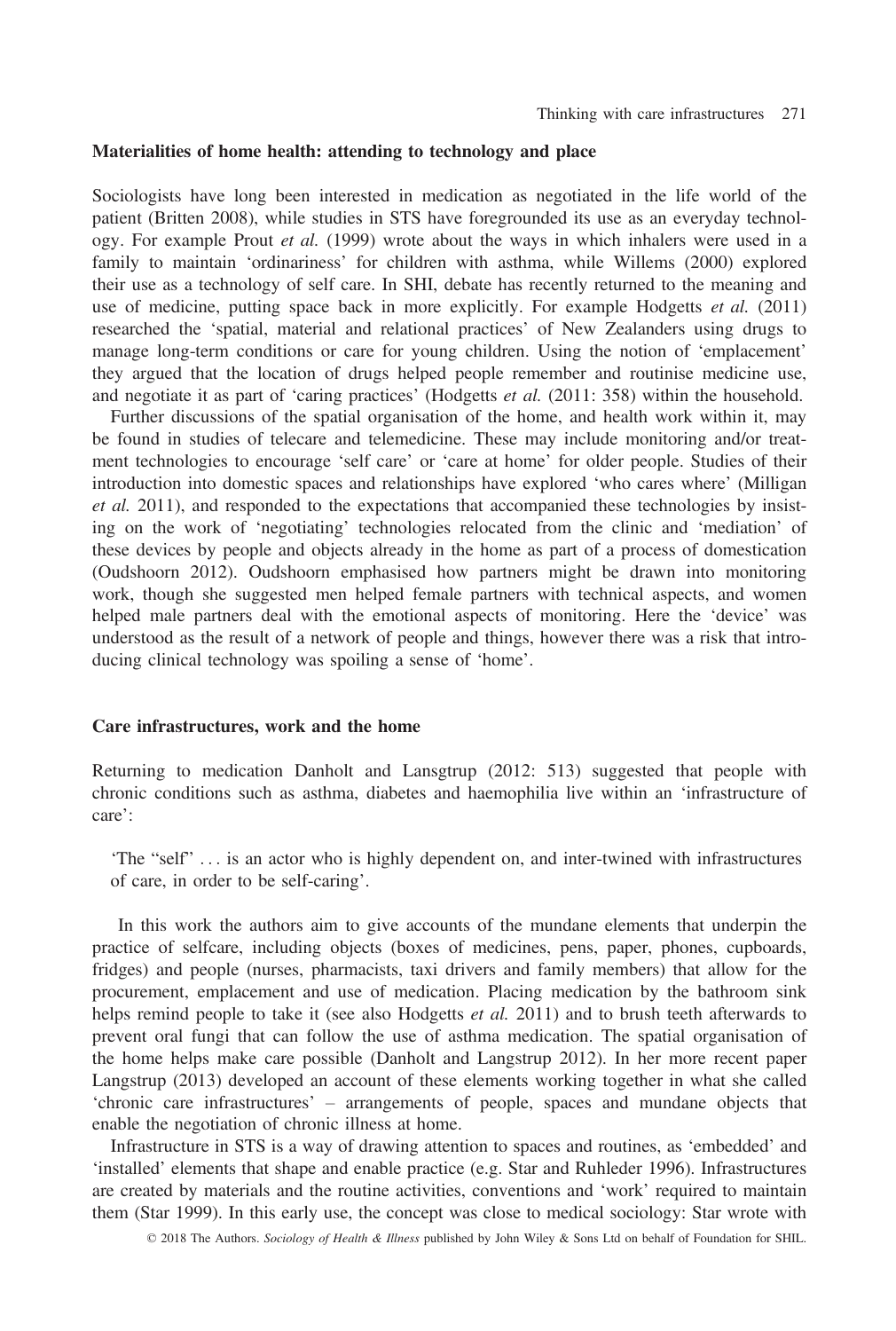## Materialities of home health: attending to technology and place

Sociologists have long been interested in medication as negotiated in the life world of the patient (Britten 2008), while studies in STS have foregrounded its use as an everyday technology. For example Prout *et al.* (1999) wrote about the ways in which inhalers were used in a family to maintain 'ordinariness' for children with asthma, while Willems (2000) explored their use as a technology of self care. In SHI, debate has recently returned to the meaning and use of medicine, putting space back in more explicitly. For example Hodgetts *et al.* (2011) researched the 'spatial, material and relational practices' of New Zealanders using drugs to manage long-term conditions or care for young children. Using the notion of 'emplacement' they argued that the location of drugs helped people remember and routinise medicine use, and negotiate it as part of 'caring practices' (Hodgetts *et al.* (2011: 358) within the household.

Further discussions of the spatial organisation of the home, and health work within it, may be found in studies of telecare and telemedicine. These may include monitoring and/or treatment technologies to encourage 'self care' or 'care at home' for older people. Studies of their introduction into domestic spaces and relationships have explored 'who cares where' (Milligan *et al.* 2011), and responded to the expectations that accompanied these technologies by insisting on the work of 'negotiating' technologies relocated from the clinic and 'mediation' of these devices by people and objects already in the home as part of a process of domestication (Oudshoorn 2012). Oudshoorn emphasised how partners might be drawn into monitoring work, though she suggested men helped female partners with technical aspects, and women helped male partners deal with the emotional aspects of monitoring. Here the 'device' was understood as the result of a network of people and things, however there was a risk that introducing clinical technology was spoiling a sense of 'home'.

## Care infrastructures, work and the home

Returning to medication Danholt and Lansgtrup (2012: 513) suggested that people with chronic conditions such as asthma, diabetes and haemophilia live within an 'infrastructure of care':

> 'The "self" . . . is an actor who is highly dependent on, and inter-twined with infrastructures of care, in order to be self-caring'.

In this work the authors aim to give accounts of the mundane elements that underpin the practice of selfcare, including objects (boxes of medicines, pens, paper, phones, cupboards, fridges) and people (nurses, pharmacists, taxi drivers and family members) that allow for the procurement, emplacement and use of medication. Placing medication by the bathroom sink helps remind people to take it (see also Hodgetts *et al.* 2011) and to brush teeth afterwards to prevent oral fungi that can follow the use of asthma medication. The spatial organisation of the home helps make care possible (Danholt and Langstrup 2012). In her more recent paper Langstrup (2013) developed an account of these elements working together in what she called 'chronic care infrastructures' – arrangements of people, spaces and mundane objects that enable the negotiation of chronic illness at home.

Infrastructure in STS is a way of drawing attention to spaces and routines, as 'embedded' and 'installed' elements that shape and enable practice (e.g. Star and Ruhleder 1996). Infrastructures are created by materials and the routine activities, conventions and 'work' required to maintain them (Star 1999). In this early use, the concept was close to medical sociology: Star wrote with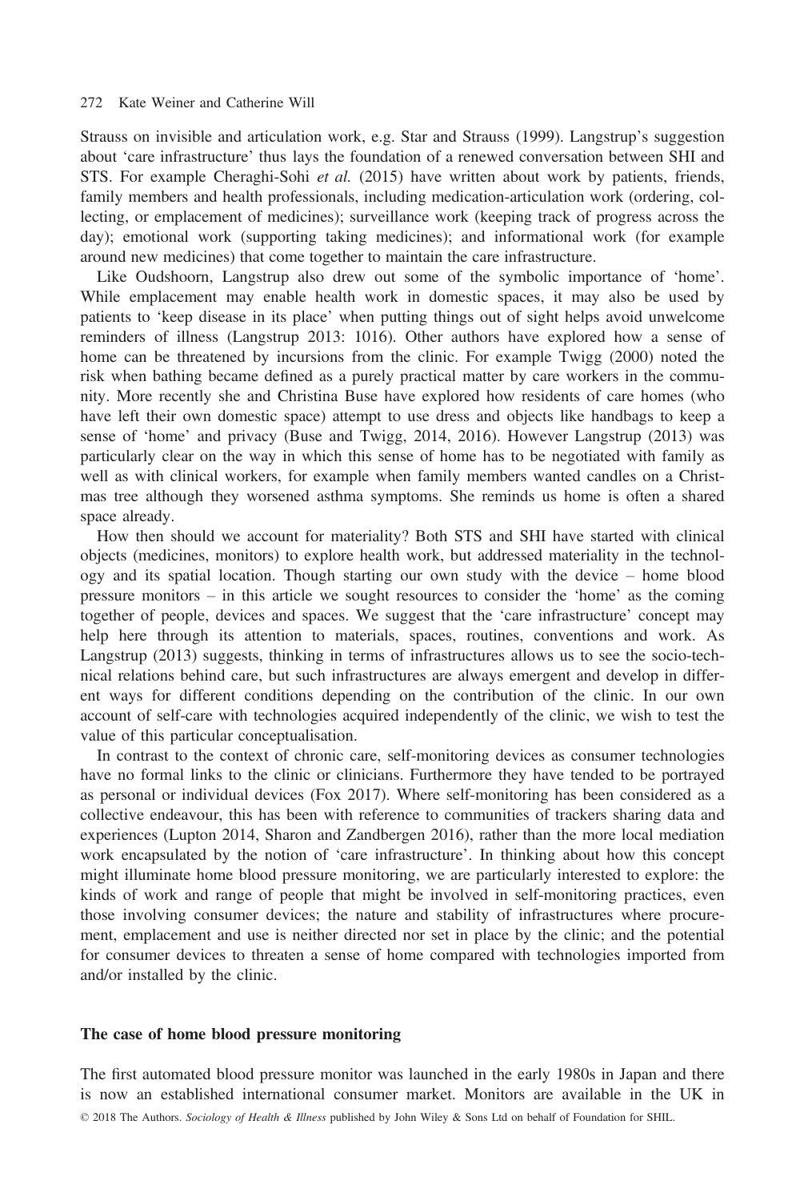Strauss on invisible and articulation work, e.g. Star and Strauss (1999). Langstrup's suggestion about 'care infrastructure' thus lays the foundation of a renewed conversation between SHI and STS. For example Cheraghi-Sohi *et al.* (2015) have written about work by patients, friends, family members and health professionals, including medication-articulation work (ordering, collecting, or emplacement of medicines); surveillance work (keeping track of progress across the day); emotional work (supporting taking medicines); and informational work (for example around new medicines) that come together to maintain the care infrastructure.

Like Oudshoorn, Langstrup also drew out some of the symbolic importance of 'home'. While emplacement may enable health work in domestic spaces, it may also be used by patients to 'keep disease in its place' when putting things out of sight helps avoid unwelcome reminders of illness (Langstrup 2013: 1016). Other authors have explored how a sense of home can be threatened by incursions from the clinic. For example Twigg (2000) noted the risk when bathing became defined as a purely practical matter by care workers in the community. More recently she and Christina Buse have explored how residents of care homes (who have left their own domestic space) attempt to use dress and objects like handbags to keep a sense of 'home' and privacy (Buse and Twigg, 2014, 2016). However Langstrup (2013) was particularly clear on the way in which this sense of home has to be negotiated with family as well as with clinical workers, for example when family members wanted candles on a Christmas tree although they worsened asthma symptoms. She reminds us home is often a shared space already.

How then should we account for materiality? Both STS and SHI have started with clinical objects (medicines, monitors) to explore health work, but addressed materiality in the technology and its spatial location. Though starting our own study with the device – home blood pressure monitors – in this article we sought resources to consider the 'home' as the coming together of people, devices and spaces. We suggest that the 'care infrastructure' concept may help here through its attention to materials, spaces, routines, conventions and work. As Langstrup (2013) suggests, thinking in terms of infrastructures allows us to see the socio-technical relations behind care, but such infrastructures are always emergent and develop in different ways for different conditions depending on the contribution of the clinic. In our own account of self-care with technologies acquired independently of the clinic, we wish to test the value of this particular conceptualisation.

In contrast to the context of chronic care, self-monitoring devices as consumer technologies have no formal links to the clinic or clinicians. Furthermore they have tended to be portrayed as personal or individual devices (Fox 2017). Where self-monitoring has been considered as a collective endeavour, this has been with reference to communities of trackers sharing data and experiences (Lupton 2014, Sharon and Zandbergen 2016), rather than the more local mediation work encapsulated by the notion of 'care infrastructure'. In thinking about how this concept might illuminate home blood pressure monitoring, we are particularly interested to explore: the kinds of work and range of people that might be involved in self-monitoring practices, even those involving consumer devices; the nature and stability of infrastructures where procurement, emplacement and use is neither directed nor set in place by the clinic; and the potential for consumer devices to threaten a sense of home compared with technologies imported from and/or installed by the clinic.

### The case of home blood pressure monitoring

The first automated blood pressure monitor was launched in the early 1980s in Japan and there is now an established international consumer market. Monitors are available in the UK in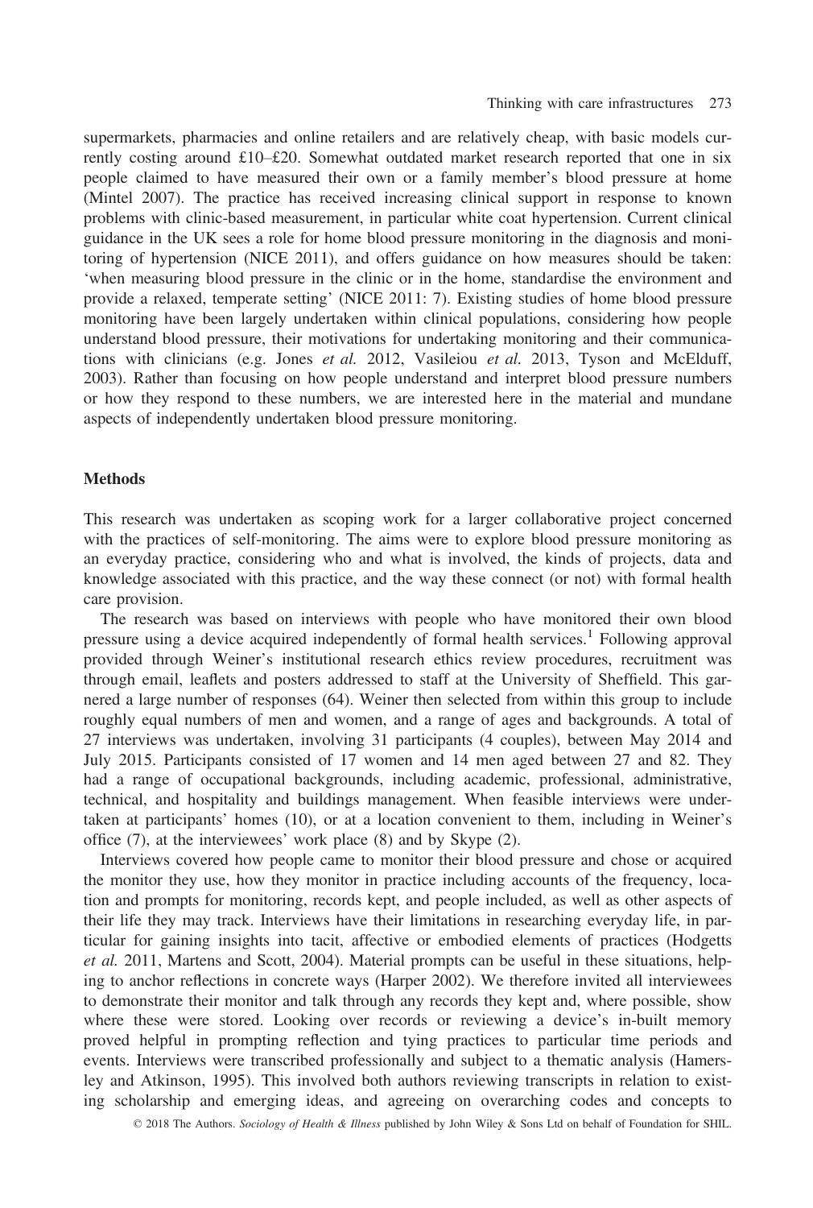supermarkets, pharmacies and online retailers and are relatively cheap, with basic models currently costing around £10–£20. Somewhat outdated market research reported that one in six people claimed to have measured their own or a family member's blood pressure at home (Mintel 2007). The practice has received increasing clinical support in response to known problems with clinic-based measurement, in particular white coat hypertension. Current clinical guidance in the UK sees a role for home blood pressure monitoring in the diagnosis and monitoring of hypertension (NICE 2011), and offers guidance on how measures should be taken: 'when measuring blood pressure in the clinic or in the home, standardise the environment and provide a relaxed, temperate setting' (NICE 2011: 7). Existing studies of home blood pressure monitoring have been largely undertaken within clinical populations, considering how people understand blood pressure, their motivations for undertaking monitoring and their communications with clinicians (e.g. Jones *et al.* 2012, Vasileiou *et al.* 2013, Tyson and McElduff, 2003). Rather than focusing on how people understand and interpret blood pressure numbers or how they respond to these numbers, we are interested here in the material and mundane aspects of independently undertaken blood pressure monitoring.

## Methods

This research was undertaken as scoping work for a larger collaborative project concerned with the practices of self-monitoring. The aims were to explore blood pressure monitoring as an everyday practice, considering who and what is involved, the kinds of projects, data and knowledge associated with this practice, and the way these connect (or not) with formal health care provision.

The research was based on interviews with people who have monitored their own blood pressure using a device acquired independently of formal health services.[1] Following approval provided through Weiner's institutional research ethics review procedures, recruitment was through email, leaflets and posters addressed to staff at the University of Sheffield. This garnered a large number of responses (64). Weiner then selected from within this group to include roughly equal numbers of men and women, and a range of ages and backgrounds. A total of 27 interviews was undertaken, involving 31 participants (4 couples), between May 2014 and July 2015. Participants consisted of 17 women and 14 men aged between 27 and 82. They had a range of occupational backgrounds, including academic, professional, administrative, technical, and hospitality and buildings management. When feasible interviews were undertaken at participants' homes (10), or at a location convenient to them, including in Weiner's office (7), at the interviewees' work place (8) and by Skype (2).

Interviews covered how people came to monitor their blood pressure and chose or acquired the monitor they use, how they monitor in practice including accounts of the frequency, location and prompts for monitoring, records kept, and people included, as well as other aspects of their life they may track. Interviews have their limitations in researching everyday life, in particular for gaining insights into tacit, affective or embodied elements of practices (Hodgetts *et al.* 2011, Martens and Scott, 2004). Material prompts can be useful in these situations, helping to anchor reflections in concrete ways (Harper 2002). We therefore invited all interviewees to demonstrate their monitor and talk through any records they kept and, where possible, show where these were stored. Looking over records or reviewing a device's in-built memory proved helpful in prompting reflection and tying practices to particular time periods and events. Interviews were transcribed professionally and subject to a thematic analysis (Hamersley and Atkinson, 1995). This involved both authors reviewing transcripts in relation to existing scholarship and emerging ideas, and agreeing on overarching codes and concepts to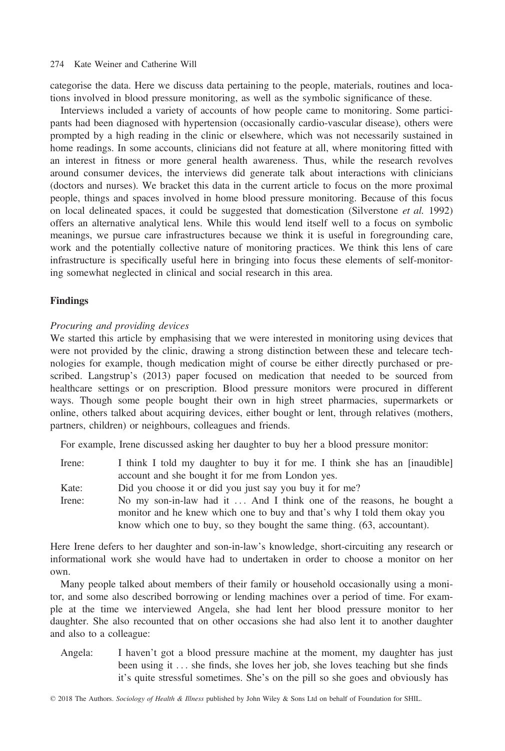categorise the data. Here we discuss data pertaining to the people, materials, routines and locations involved in blood pressure monitoring, as well as the symbolic significance of these.

Interviews included a variety of accounts of how people came to monitoring. Some participants had been diagnosed with hypertension (occasionally cardio-vascular disease), others were prompted by a high reading in the clinic or elsewhere, which was not necessarily sustained in home readings. In some accounts, clinicians did not feature at all, where monitoring fitted with an interest in fitness or more general health awareness. Thus, while the research revolves around consumer devices, the interviews did generate talk about interactions with clinicians (doctors and nurses). We bracket this data in the current article to focus on the more proximal people, things and spaces involved in home blood pressure monitoring. Because of this focus on local delineated spaces, it could be suggested that domestication (Silverstone *et al.* 1992) offers an alternative analytical lens. While this would lend itself well to a focus on symbolic meanings, we pursue care infrastructures because we think it is useful in foregrounding care, work and the potentially collective nature of monitoring practices. We think this lens of care infrastructure is specifically useful here in bringing into focus these elements of self-monitoring somewhat neglected in clinical and social research in this area.

## Findings

### *Procuring and providing devices*

We started this article by emphasising that we were interested in monitoring using devices that were not provided by the clinic, drawing a strong distinction between these and telecare technologies for example, though medication might of course be either directly purchased or prescribed. Langstrup's (2013) paper focused on medication that needed to be sourced from healthcare settings or on prescription. Blood pressure monitors were procured in different ways. Though some people bought their own in high street pharmacies, supermarkets or online, others talked about acquiring devices, either bought or lent, through relatives (mothers, partners, children) or neighbours, colleagues and friends.

For example, Irene discussed asking her daughter to buy her a blood pressure monitor:

> Irene: I think I told my daughter to buy it for me. I think she has an [inaudible] account and she bought it for me from London yes.
>
> Kate: Did you choose it or did you just say you buy it for me?
>
> Irene: No my son-in-law had it … And I think one of the reasons, he bought a monitor and he knew which one to buy and that's why I told them okay you know which one to buy, so they bought the same thing. (63, accountant).

Here Irene defers to her daughter and son-in-law's knowledge, short-circuiting any research or informational work she would have had to undertaken in order to choose a monitor on her own.

Many people talked about members of their family or household occasionally using a monitor, and some also described borrowing or lending machines over a period of time. For example at the time we interviewed Angela, she had lent her blood pressure monitor to her daughter. She also recounted that on other occasions she had also lent it to another daughter and also to a colleague:

> Angela: I haven't got a blood pressure machine at the moment, my daughter has just been using it … she finds, she loves her job, she loves teaching but she finds it's quite stressful sometimes. She's on the pill so she goes and obviously has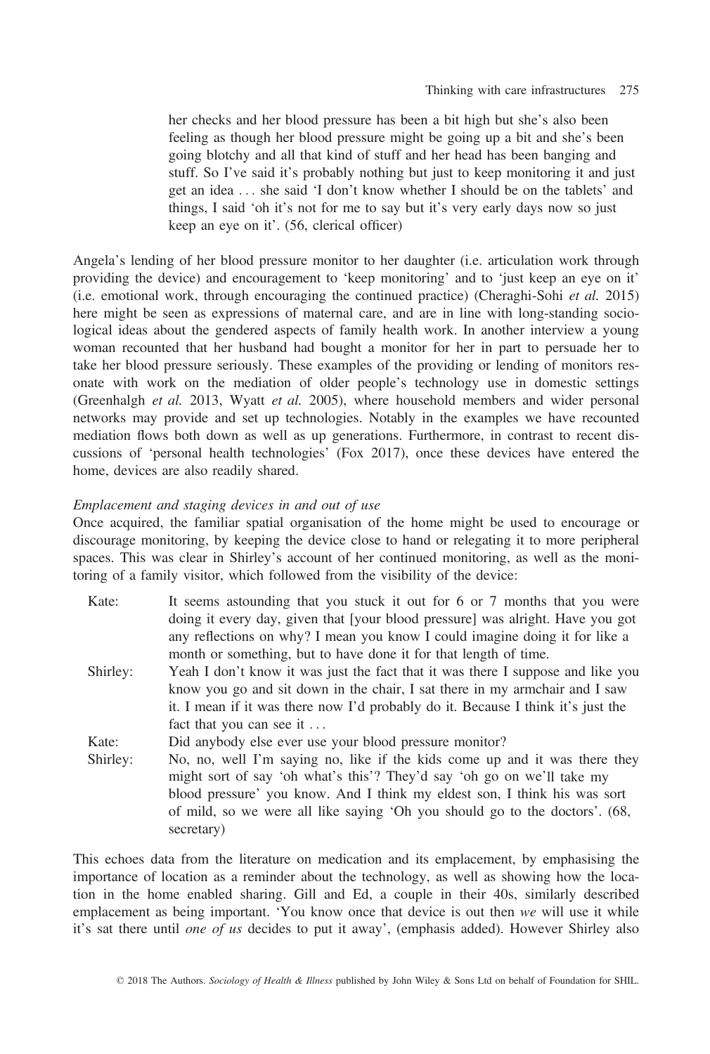> her checks and her blood pressure has been a bit high but she's also been feeling as though her blood pressure might be going up a bit and she's been going blotchy and all that kind of stuff and her head has been banging and stuff. So I've said it's probably nothing but just to keep monitoring it and just get an idea ... she said 'I don't know whether I should be on the tablets' and things, I said 'oh it's not for me to say but it's very early days now so just keep an eye on it'. (56, clerical officer)

Angela's lending of her blood pressure monitor to her daughter (i.e. articulation work through providing the device) and encouragement to 'keep monitoring' and to 'just keep an eye on it' (i.e. emotional work, through encouraging the continued practice) (Cheraghi-Sohi *et al.* 2015) here might be seen as expressions of maternal care, and are in line with long-standing sociological ideas about the gendered aspects of family health work. In another interview a young woman recounted that her husband had bought a monitor for her in part to persuade her to take her blood pressure seriously. These examples of the providing or lending of monitors resonate with work on the mediation of older people's technology use in domestic settings (Greenhalgh *et al.* 2013, Wyatt *et al.* 2005), where household members and wider personal networks may provide and set up technologies. Notably in the examples we have recounted mediation flows both down as well as up generations. Furthermore, in contrast to recent discussions of 'personal health technologies' (Fox 2017), once these devices have entered the home, devices are also readily shared.

*Emplacement and staging devices in and out of use*

Once acquired, the familiar spatial organisation of the home might be used to encourage or discourage monitoring, by keeping the device close to hand or relegating it to more peripheral spaces. This was clear in Shirley's account of her continued monitoring, as well as the monitoring of a family visitor, which followed from the visibility of the device:

> Kate: It seems astounding that you stuck it out for 6 or 7 months that you were doing it every day, given that [your blood pressure] was alright. Have you got any reflections on why? I mean you know I could imagine doing it for like a month or something, but to have done it for that length of time.
>
> Shirley: Yeah I don't know it was just the fact that it was there I suppose and like you know you go and sit down in the chair, I sat there in my armchair and I saw it. I mean if it was there now I'd probably do it. Because I think it's just the fact that you can see it ...
>
> Kate: Did anybody else ever use your blood pressure monitor?
>
> Shirley: No, no, well I'm saying no, like if the kids come up and it was there they might sort of say 'oh what's this'? They'd say 'oh go on we'll take my blood pressure' you know. And I think my eldest son, I think his was sort of mild, so we were all like saying 'Oh you should go to the doctors'. (68, secretary)

This echoes data from the literature on medication and its emplacement, by emphasising the importance of location as a reminder about the technology, as well as showing how the location in the home enabled sharing. Gill and Ed, a couple in their 40s, similarly described emplacement as being important. 'You know once that device is out then *we* will use it while it's sat there until *one of us* decides to put it away', (emphasis added). However Shirley also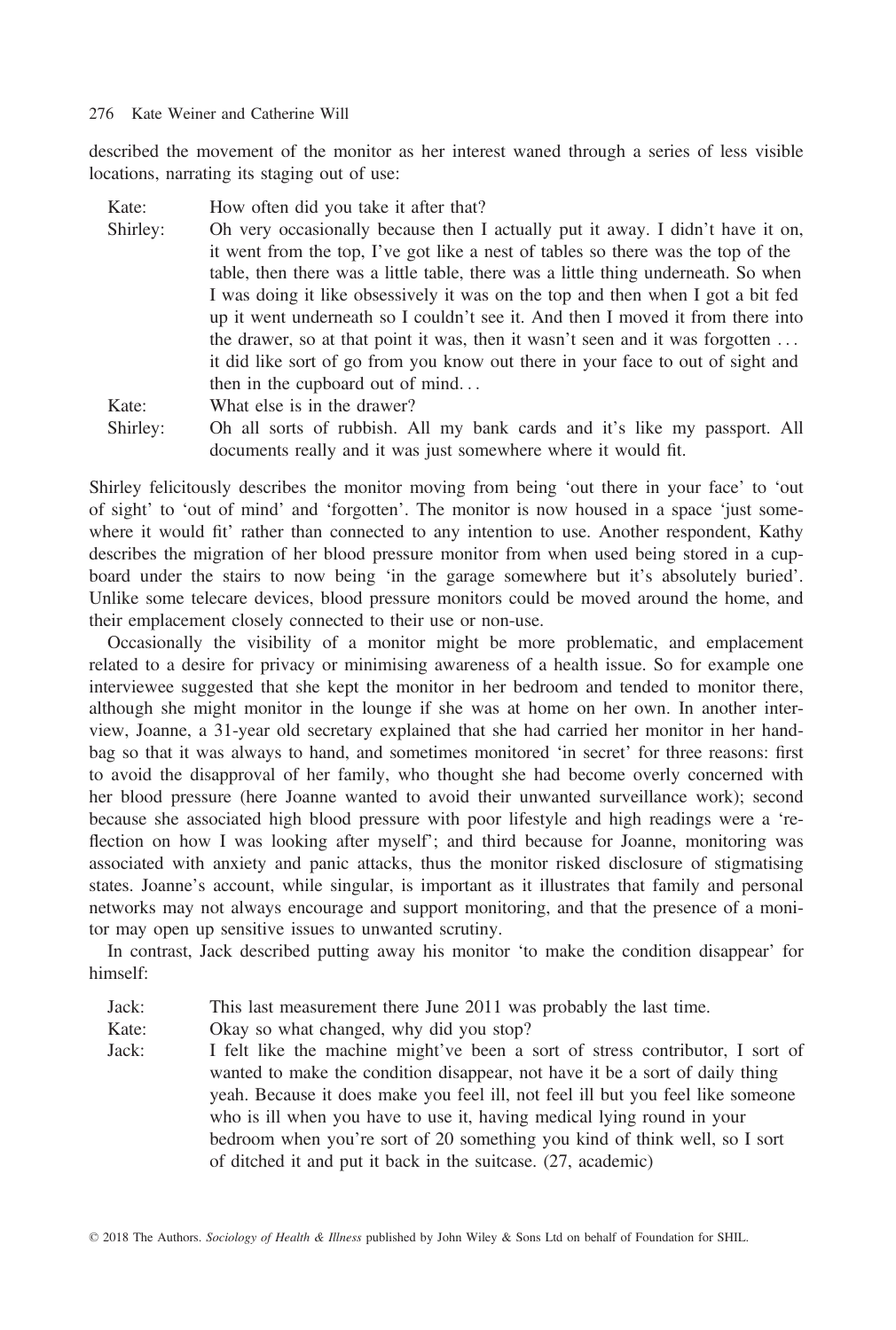described the movement of the monitor as her interest waned through a series of less visible locations, narrating its staging out of use:

> Kate: How often did you take it after that?
>
> Shirley: Oh very occasionally because then I actually put it away. I didn't have it on, it went from the top, I've got like a nest of tables so there was the top of the table, then there was a little table, there was a little thing underneath. So when I was doing it like obsessively it was on the top and then when I got a bit fed up it went underneath so I couldn't see it. And then I moved it from there into the drawer, so at that point it was, then it wasn't seen and it was forgotten . . . it did like sort of go from you know out there in your face to out of sight and then in the cupboard out of mind. . .
>
> Kate: What else is in the drawer?
>
> Shirley: Oh all sorts of rubbish. All my bank cards and it's like my passport. All documents really and it was just somewhere where it would fit.

Shirley felicitously describes the monitor moving from being 'out there in your face' to 'out of sight' to 'out of mind' and 'forgotten'. The monitor is now housed in a space 'just somewhere it would fit' rather than connected to any intention to use. Another respondent, Kathy describes the migration of her blood pressure monitor from when used being stored in a cupboard under the stairs to now being 'in the garage somewhere but it's absolutely buried'. Unlike some telecare devices, blood pressure monitors could be moved around the home, and their emplacement closely connected to their use or non-use.

Occasionally the visibility of a monitor might be more problematic, and emplacement related to a desire for privacy or minimising awareness of a health issue. So for example one interviewee suggested that she kept the monitor in her bedroom and tended to monitor there, although she might monitor in the lounge if she was at home on her own. In another interview, Joanne, a 31-year old secretary explained that she had carried her monitor in her handbag so that it was always to hand, and sometimes monitored 'in secret' for three reasons: first to avoid the disapproval of her family, who thought she had become overly concerned with her blood pressure (here Joanne wanted to avoid their unwanted surveillance work); second because she associated high blood pressure with poor lifestyle and high readings were a 'reflection on how I was looking after myself'; and third because for Joanne, monitoring was associated with anxiety and panic attacks, thus the monitor risked disclosure of stigmatising states. Joanne's account, while singular, is important as it illustrates that family and personal networks may not always encourage and support monitoring, and that the presence of a monitor may open up sensitive issues to unwanted scrutiny.

In contrast, Jack described putting away his monitor 'to make the condition disappear' for himself:

> Jack: This last measurement there June 2011 was probably the last time.
>
> Kate: Okay so what changed, why did you stop?
>
> Jack: I felt like the machine might've been a sort of stress contributor, I sort of wanted to make the condition disappear, not have it be a sort of daily thing yeah. Because it does make you feel ill, not feel ill but you feel like someone who is ill when you have to use it, having medical lying round in your bedroom when you're sort of 20 something you kind of think well, so I sort of ditched it and put it back in the suitcase. (27, academic)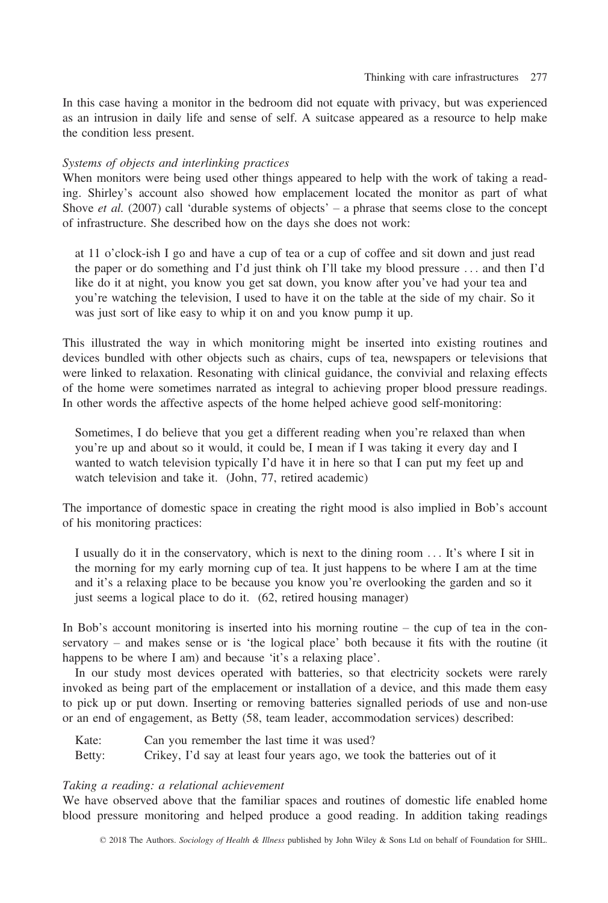In this case having a monitor in the bedroom did not equate with privacy, but was experienced as an intrusion in daily life and sense of self. A suitcase appeared as a resource to help make the condition less present.

*Systems of objects and interlinking practices*

When monitors were being used other things appeared to help with the work of taking a reading. Shirley's account also showed how emplacement located the monitor as part of what Shove *et al.* (2007) call 'durable systems of objects' – a phrase that seems close to the concept of infrastructure. She described how on the days she does not work:

> at 11 o'clock-ish I go and have a cup of tea or a cup of coffee and sit down and just read the paper or do something and I'd just think oh I'll take my blood pressure . . . and then I'd like do it at night, you know you get sat down, you know after you've had your tea and you're watching the television, I used to have it on the table at the side of my chair. So it was just sort of like easy to whip it on and you know pump it up.

This illustrated the way in which monitoring might be inserted into existing routines and devices bundled with other objects such as chairs, cups of tea, newspapers or televisions that were linked to relaxation. Resonating with clinical guidance, the convivial and relaxing effects of the home were sometimes narrated as integral to achieving proper blood pressure readings. In other words the affective aspects of the home helped achieve good self-monitoring:

> Sometimes, I do believe that you get a different reading when you're relaxed than when you're up and about so it would, it could be, I mean if I was taking it every day and I wanted to watch television typically I'd have it in here so that I can put my feet up and watch television and take it. (John, 77, retired academic)

The importance of domestic space in creating the right mood is also implied in Bob's account of his monitoring practices:

> I usually do it in the conservatory, which is next to the dining room . . . It's where I sit in the morning for my early morning cup of tea. It just happens to be where I am at the time and it's a relaxing place to be because you know you're overlooking the garden and so it just seems a logical place to do it. (62, retired housing manager)

In Bob's account monitoring is inserted into his morning routine – the cup of tea in the conservatory – and makes sense or is 'the logical place' both because it fits with the routine (it happens to be where I am) and because 'it's a relaxing place'.

In our study most devices operated with batteries, so that electricity sockets were rarely invoked as being part of the emplacement or installation of a device, and this made them easy to pick up or put down. Inserting or removing batteries signalled periods of use and non-use or an end of engagement, as Betty (58, team leader, accommodation services) described:

> Kate: Can you remember the last time it was used?
>
> Betty: Crikey, I'd say at least four years ago, we took the batteries out of it

*Taking a reading: a relational achievement*

We have observed above that the familiar spaces and routines of domestic life enabled home blood pressure monitoring and helped produce a good reading. In addition taking readings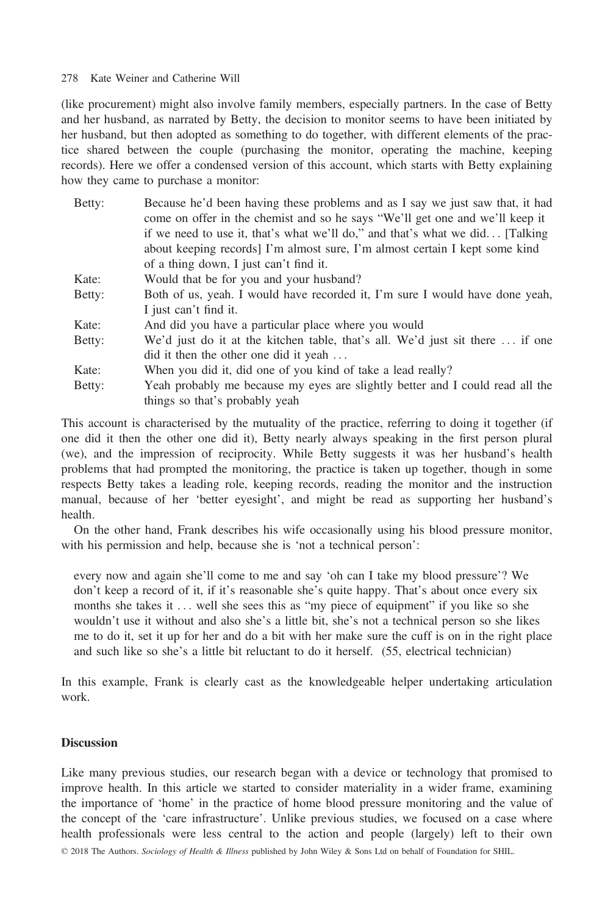(like procurement) might also involve family members, especially partners. In the case of Betty and her husband, as narrated by Betty, the decision to monitor seems to have been initiated by her husband, but then adopted as something to do together, with different elements of the practice shared between the couple (purchasing the monitor, operating the machine, keeping records). Here we offer a condensed version of this account, which starts with Betty explaining how they came to purchase a monitor:

| | |
|---|---|
| Betty: | Because he'd been having these problems and as I say we just saw that, it had come on offer in the chemist and so he says "We'll get one and we'll keep it if we need to use it, that's what we'll do," and that's what we did... [Talking about keeping records] I'm almost sure, I'm almost certain I kept some kind of a thing down, I just can't find it. |
| Kate: | Would that be for you and your husband? |
| Betty: | Both of us, yeah. I would have recorded it, I'm sure I would have done yeah, I just can't find it. |
| Kate: | And did you have a particular place where you would |
| Betty: | We'd just do it at the kitchen table, that's all. We'd just sit there ... if one did it then the other one did it yeah ... |
| Kate: | When you did it, did one of you kind of take a lead really? |
| Betty: | Yeah probably me because my eyes are slightly better and I could read all the things so that's probably yeah |

This account is characterised by the mutuality of the practice, referring to doing it together (if one did it then the other one did it), Betty nearly always speaking in the first person plural (we), and the impression of reciprocity. While Betty suggests it was her husband's health problems that had prompted the monitoring, the practice is taken up together, though in some respects Betty takes a leading role, keeping records, reading the monitor and the instruction manual, because of her 'better eyesight', and might be read as supporting her husband's health.

On the other hand, Frank describes his wife occasionally using his blood pressure monitor, with his permission and help, because she is 'not a technical person':

> every now and again she'll come to me and say 'oh can I take my blood pressure'? We don't keep a record of it, if it's reasonable she's quite happy. That's about once every six months she takes it ... well she sees this as "my piece of equipment" if you like so she wouldn't use it without and also she's a little bit, she's not a technical person so she likes me to do it, set it up for her and do a bit with her make sure the cuff is on in the right place and such like so she's a little bit reluctant to do it herself. (55, electrical technician)

In this example, Frank is clearly cast as the knowledgeable helper undertaking articulation work.

## Discussion

Like many previous studies, our research began with a device or technology that promised to improve health. In this article we started to consider materiality in a wider frame, examining the importance of 'home' in the practice of home blood pressure monitoring and the value of the concept of the 'care infrastructure'. Unlike previous studies, we focused on a case where health professionals were less central to the action and people (largely) left to their own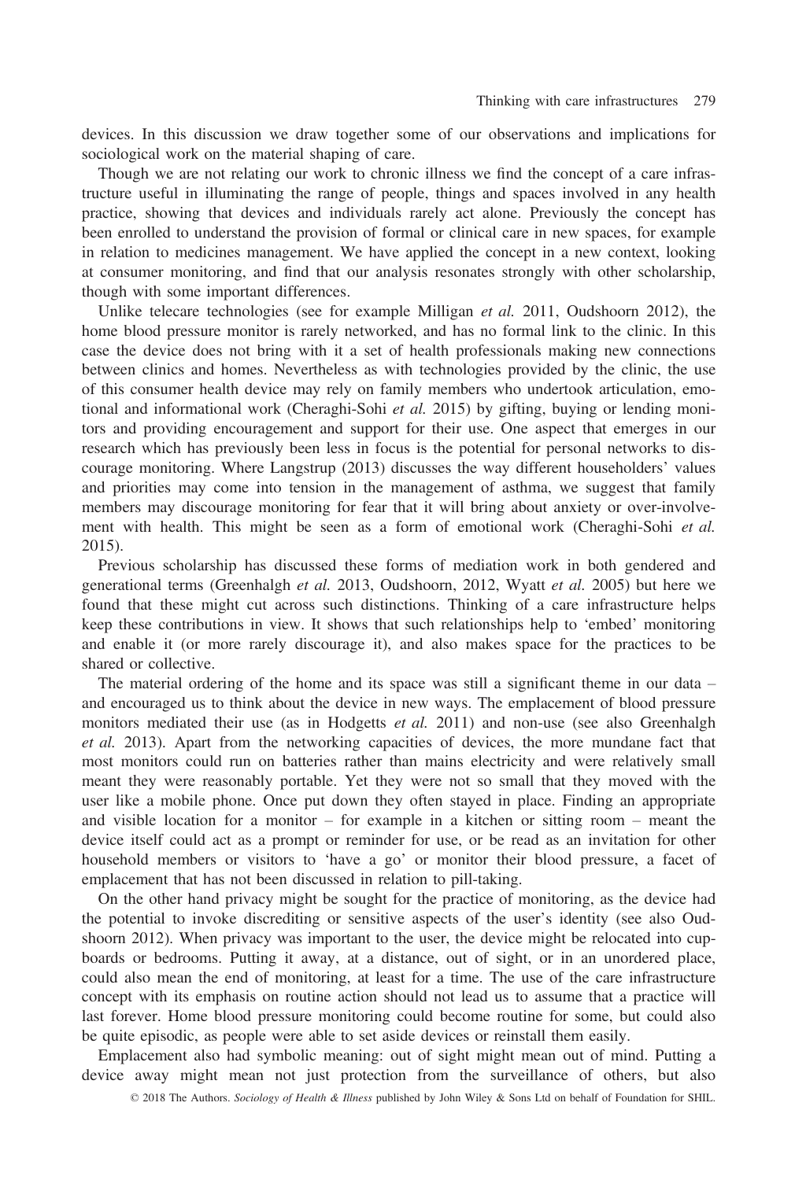devices. In this discussion we draw together some of our observations and implications for sociological work on the material shaping of care.

Though we are not relating our work to chronic illness we find the concept of a care infrastructure useful in illuminating the range of people, things and spaces involved in any health practice, showing that devices and individuals rarely act alone. Previously the concept has been enrolled to understand the provision of formal or clinical care in new spaces, for example in relation to medicines management. We have applied the concept in a new context, looking at consumer monitoring, and find that our analysis resonates strongly with other scholarship, though with some important differences.

Unlike telecare technologies (see for example Milligan *et al.* 2011, Oudshoorn 2012), the home blood pressure monitor is rarely networked, and has no formal link to the clinic. In this case the device does not bring with it a set of health professionals making new connections between clinics and homes. Nevertheless as with technologies provided by the clinic, the use of this consumer health device may rely on family members who undertook articulation, emotional and informational work (Cheraghi-Sohi *et al.* 2015) by gifting, buying or lending monitors and providing encouragement and support for their use. One aspect that emerges in our research which has previously been less in focus is the potential for personal networks to discourage monitoring. Where Langstrup (2013) discusses the way different householders' values and priorities may come into tension in the management of asthma, we suggest that family members may discourage monitoring for fear that it will bring about anxiety or over-involvement with health. This might be seen as a form of emotional work (Cheraghi-Sohi *et al.* 2015).

Previous scholarship has discussed these forms of mediation work in both gendered and generational terms (Greenhalgh *et al.* 2013, Oudshoorn, 2012, Wyatt *et al.* 2005) but here we found that these might cut across such distinctions. Thinking of a care infrastructure helps keep these contributions in view. It shows that such relationships help to 'embed' monitoring and enable it (or more rarely discourage it), and also makes space for the practices to be shared or collective.

The material ordering of the home and its space was still a significant theme in our data – and encouraged us to think about the device in new ways. The emplacement of blood pressure monitors mediated their use (as in Hodgetts *et al.* 2011) and non-use (see also Greenhalgh *et al.* 2013). Apart from the networking capacities of devices, the more mundane fact that most monitors could run on batteries rather than mains electricity and were relatively small meant they were reasonably portable. Yet they were not so small that they moved with the user like a mobile phone. Once put down they often stayed in place. Finding an appropriate and visible location for a monitor – for example in a kitchen or sitting room – meant the device itself could act as a prompt or reminder for use, or be read as an invitation for other household members or visitors to 'have a go' or monitor their blood pressure, a facet of emplacement that has not been discussed in relation to pill-taking.

On the other hand privacy might be sought for the practice of monitoring, as the device had the potential to invoke discrediting or sensitive aspects of the user's identity (see also Oudshoorn 2012). When privacy was important to the user, the device might be relocated into cupboards or bedrooms. Putting it away, at a distance, out of sight, or in an unordered place, could also mean the end of monitoring, at least for a time. The use of the care infrastructure concept with its emphasis on routine action should not lead us to assume that a practice will last forever. Home blood pressure monitoring could become routine for some, but could also be quite episodic, as people were able to set aside devices or reinstall them easily.

Emplacement also had symbolic meaning: out of sight might mean out of mind. Putting a device away might mean not just protection from the surveillance of others, but also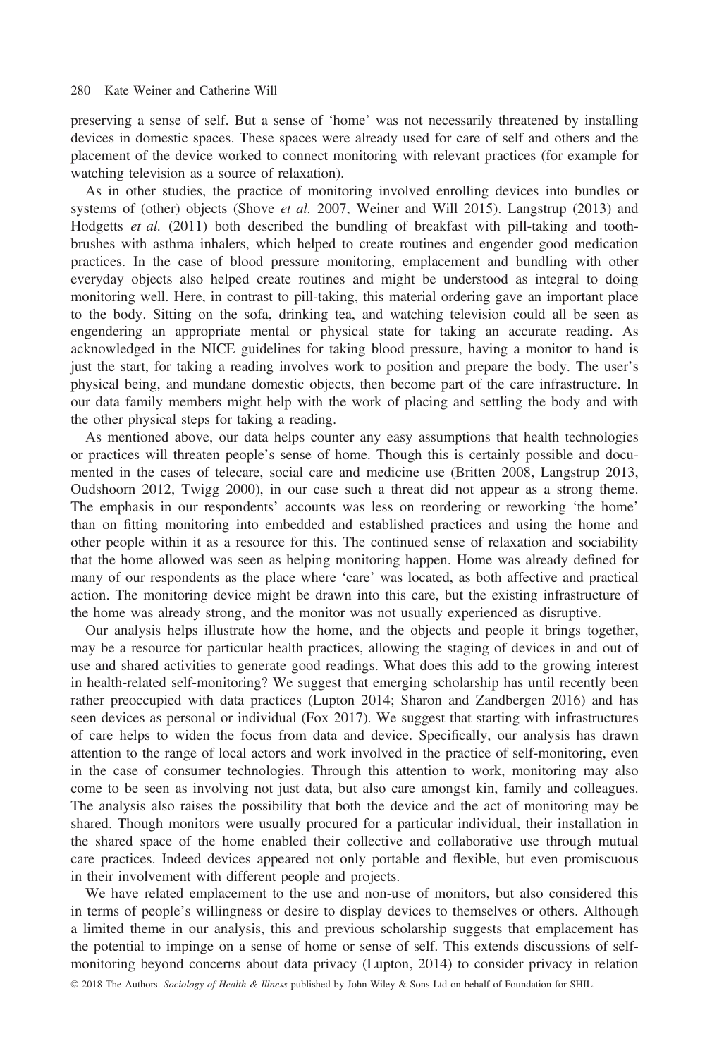preserving a sense of self. But a sense of 'home' was not necessarily threatened by installing devices in domestic spaces. These spaces were already used for care of self and others and the placement of the device worked to connect monitoring with relevant practices (for example for watching television as a source of relaxation).

As in other studies, the practice of monitoring involved enrolling devices into bundles or systems of (other) objects (Shove *et al.* 2007, Weiner and Will 2015). Langstrup (2013) and Hodgetts *et al.* (2011) both described the bundling of breakfast with pill-taking and toothbrushes with asthma inhalers, which helped to create routines and engender good medication practices. In the case of blood pressure monitoring, emplacement and bundling with other everyday objects also helped create routines and might be understood as integral to doing monitoring well. Here, in contrast to pill-taking, this material ordering gave an important place to the body. Sitting on the sofa, drinking tea, and watching television could all be seen as engendering an appropriate mental or physical state for taking an accurate reading. As acknowledged in the NICE guidelines for taking blood pressure, having a monitor to hand is just the start, for taking a reading involves work to position and prepare the body. The user's physical being, and mundane domestic objects, then become part of the care infrastructure. In our data family members might help with the work of placing and settling the body and with the other physical steps for taking a reading.

As mentioned above, our data helps counter any easy assumptions that health technologies or practices will threaten people's sense of home. Though this is certainly possible and documented in the cases of telecare, social care and medicine use (Britten 2008, Langstrup 2013, Oudshoorn 2012, Twigg 2000), in our case such a threat did not appear as a strong theme. The emphasis in our respondents' accounts was less on reordering or reworking 'the home' than on fitting monitoring into embedded and established practices and using the home and other people within it as a resource for this. The continued sense of relaxation and sociability that the home allowed was seen as helping monitoring happen. Home was already defined for many of our respondents as the place where 'care' was located, as both affective and practical action. The monitoring device might be drawn into this care, but the existing infrastructure of the home was already strong, and the monitor was not usually experienced as disruptive.

Our analysis helps illustrate how the home, and the objects and people it brings together, may be a resource for particular health practices, allowing the staging of devices in and out of use and shared activities to generate good readings. What does this add to the growing interest in health-related self-monitoring? We suggest that emerging scholarship has until recently been rather preoccupied with data practices (Lupton 2014; Sharon and Zandbergen 2016) and has seen devices as personal or individual (Fox 2017). We suggest that starting with infrastructures of care helps to widen the focus from data and device. Specifically, our analysis has drawn attention to the range of local actors and work involved in the practice of self-monitoring, even in the case of consumer technologies. Through this attention to work, monitoring may also come to be seen as involving not just data, but also care amongst kin, family and colleagues. The analysis also raises the possibility that both the device and the act of monitoring may be shared. Though monitors were usually procured for a particular individual, their installation in the shared space of the home enabled their collective and collaborative use through mutual care practices. Indeed devices appeared not only portable and flexible, but even promiscuous in their involvement with different people and projects.

We have related emplacement to the use and non-use of monitors, but also considered this in terms of people's willingness or desire to display devices to themselves or others. Although a limited theme in our analysis, this and previous scholarship suggests that emplacement has the potential to impinge on a sense of home or sense of self. This extends discussions of self-monitoring beyond concerns about data privacy (Lupton, 2014) to consider privacy in relation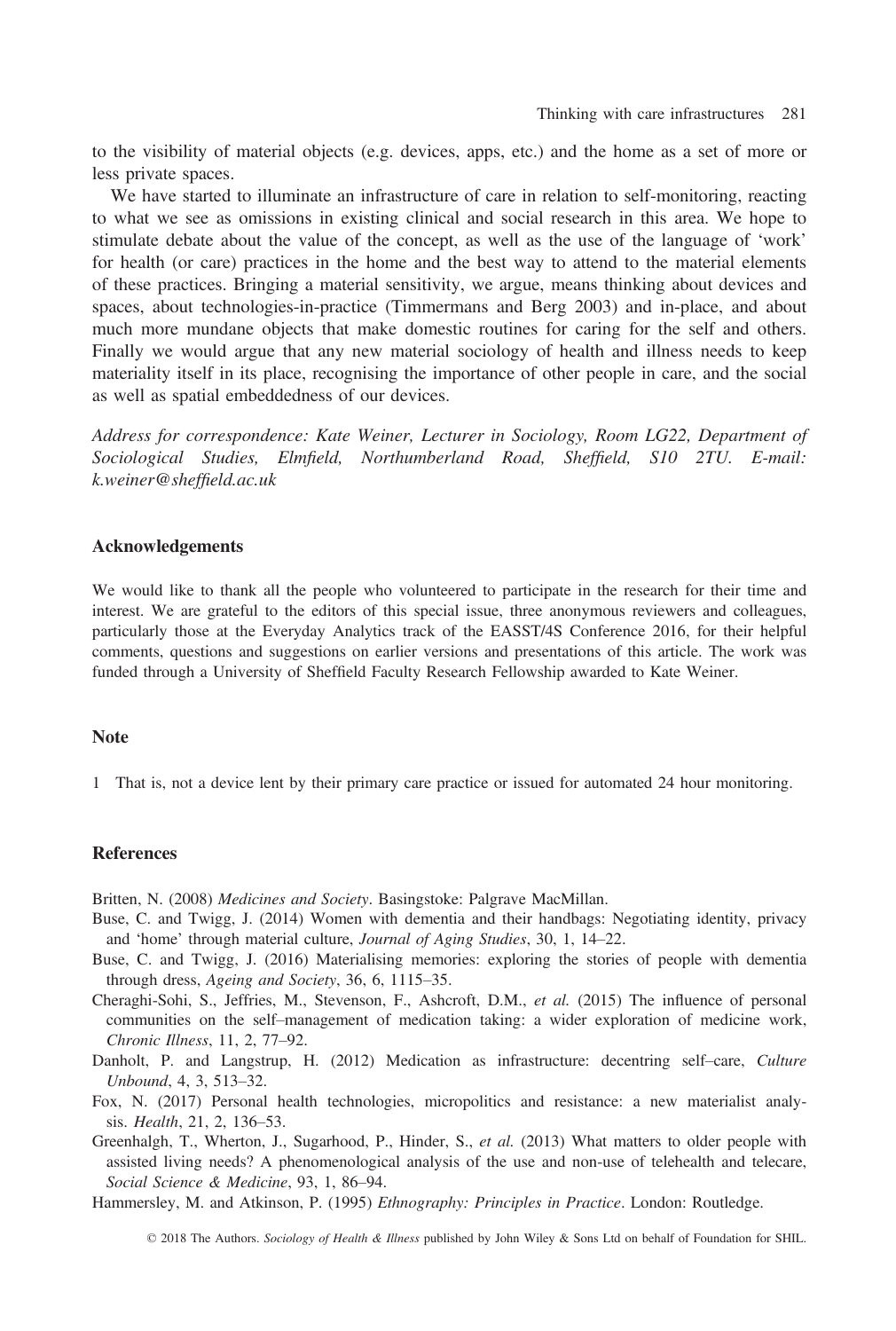to the visibility of material objects (e.g. devices, apps, etc.) and the home as a set of more or less private spaces.

We have started to illuminate an infrastructure of care in relation to self-monitoring, reacting to what we see as omissions in existing clinical and social research in this area. We hope to stimulate debate about the value of the concept, as well as the use of the language of 'work' for health (or care) practices in the home and the best way to attend to the material elements of these practices. Bringing a material sensitivity, we argue, means thinking about devices and spaces, about technologies-in-practice (Timmermans and Berg 2003) and in-place, and about much more mundane objects that make domestic routines for caring for the self and others. Finally we would argue that any new material sociology of health and illness needs to keep materiality itself in its place, recognising the importance of other people in care, and the social as well as spatial embeddedness of our devices.

*Address for correspondence: Kate Weiner, Lecturer in Sociology, Room LG22, Department of Sociological Studies, Elmfield, Northumberland Road, Sheffield, S10 2TU. E-mail: k.weiner@sheffield.ac.uk*

## Acknowledgements

We would like to thank all the people who volunteered to participate in the research for their time and interest. We are grateful to the editors of this special issue, three anonymous reviewers and colleagues, particularly those at the Everyday Analytics track of the EASST/4S Conference 2016, for their helpful comments, questions and suggestions on earlier versions and presentations of this article. The work was funded through a University of Sheffield Faculty Research Fellowship awarded to Kate Weiner.

## Note

1 That is, not a device lent by their primary care practice or issued for automated 24 hour monitoring.

## References

Britten, N. (2008) *Medicines and Society*. Basingstoke: Palgrave MacMillan.

Buse, C. and Twigg, J. (2014) Women with dementia and their handbags: Negotiating identity, privacy and 'home' through material culture, *Journal of Aging Studies*, 30, 1, 14–22.

Buse, C. and Twigg, J. (2016) Materialising memories: exploring the stories of people with dementia through dress, *Ageing and Society*, 36, 6, 1115–35.

Cheraghi-Sohi, S., Jeffries, M., Stevenson, F., Ashcroft, D.M., *et al.* (2015) The influence of personal communities on the self–management of medication taking: a wider exploration of medicine work, *Chronic Illness*, 11, 2, 77–92.

Danholt, P. and Langstrup, H. (2012) Medication as infrastructure: decentring self–care, *Culture Unbound*, 4, 3, 513–32.

Fox, N. (2017) Personal health technologies, micropolitics and resistance: a new materialist analysis. *Health*, 21, 2, 136–53.

Greenhalgh, T., Wherton, J., Sugarhood, P., Hinder, S., *et al.* (2013) What matters to older people with assisted living needs? A phenomenological analysis of the use and non-use of telehealth and telecare, *Social Science & Medicine*, 93, 1, 86–94.

Hammersley, M. and Atkinson, P. (1995) *Ethnography: Principles in Practice*. London: Routledge.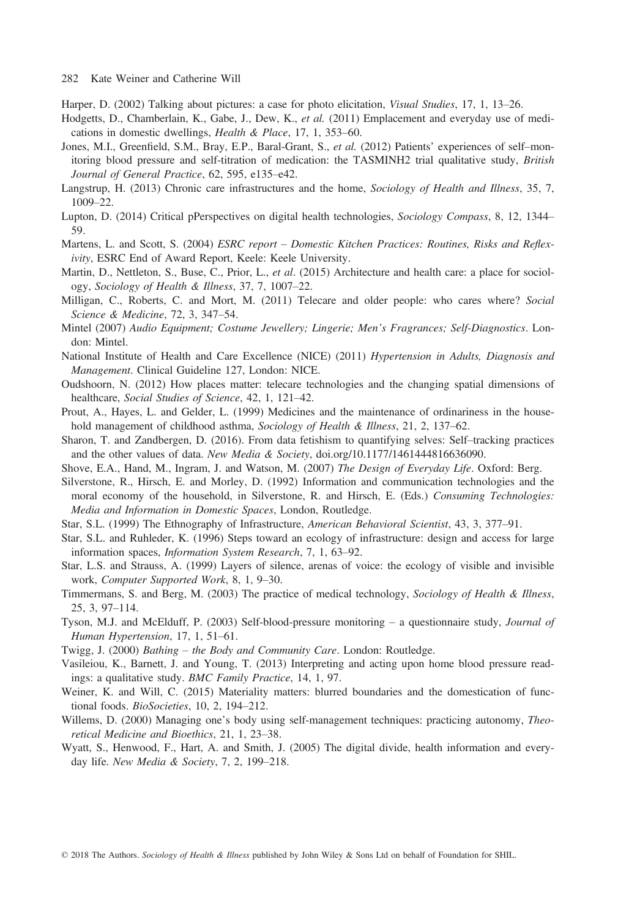Harper, D. (2002) Talking about pictures: a case for photo elicitation, *Visual Studies*, 17, 1, 13–26.

Hodgetts, D., Chamberlain, K., Gabe, J., Dew, K., *et al.* (2011) Emplacement and everyday use of medications in domestic dwellings, *Health & Place*, 17, 1, 353–60.

Jones, M.I., Greenfield, S.M., Bray, E.P., Baral-Grant, S., *et al.* (2012) Patients' experiences of self–monitoring blood pressure and self-titration of medication: the TASMINH2 trial qualitative study, *British Journal of General Practice*, 62, 595, e135–e42.

Langstrup, H. (2013) Chronic care infrastructures and the home, *Sociology of Health and Illness*, 35, 7, 1009–22.

Lupton, D. (2014) Critical pPerspectives on digital health technologies, *Sociology Compass*, 8, 12, 1344–59.

Martens, L. and Scott, S. (2004) *ESRC report – Domestic Kitchen Practices: Routines, Risks and Reflexivity*, ESRC End of Award Report, Keele: Keele University.

Martin, D., Nettleton, S., Buse, C., Prior, L., *et al*. (2015) Architecture and health care: a place for sociology, *Sociology of Health & Illness*, 37, 7, 1007–22.

Milligan, C., Roberts, C. and Mort, M. (2011) Telecare and older people: who cares where? *Social Science & Medicine*, 72, 3, 347–54.

Mintel (2007) *Audio Equipment; Costume Jewellery; Lingerie; Men's Fragrances; Self-Diagnostics*. London: Mintel.

National Institute of Health and Care Excellence (NICE) (2011) *Hypertension in Adults, Diagnosis and Management*. Clinical Guideline 127, London: NICE.

Oudshoorn, N. (2012) How places matter: telecare technologies and the changing spatial dimensions of healthcare, *Social Studies of Science*, 42, 1, 121–42.

Prout, A., Hayes, L. and Gelder, L. (1999) Medicines and the maintenance of ordinariness in the household management of childhood asthma, *Sociology of Health & Illness*, 21, 2, 137–62.

Sharon, T. and Zandbergen, D. (2016). From data fetishism to quantifying selves: Self–tracking practices and the other values of data. *New Media & Society*, doi.org/10.1177/1461444816636090.

Shove, E.A., Hand, M., Ingram, J. and Watson, M. (2007) *The Design of Everyday Life*. Oxford: Berg.

Silverstone, R., Hirsch, E. and Morley, D. (1992) Information and communication technologies and the moral economy of the household, in Silverstone, R. and Hirsch, E. (Eds.) *Consuming Technologies: Media and Information in Domestic Spaces*, London, Routledge.

Star, S.L. (1999) The Ethnography of Infrastructure, *American Behavioral Scientist*, 43, 3, 377–91.

Star, S.L. and Ruhleder, K. (1996) Steps toward an ecology of infrastructure: design and access for large information spaces, *Information System Research*, 7, 1, 63–92.

Star, L.S. and Strauss, A. (1999) Layers of silence, arenas of voice: the ecology of visible and invisible work, *Computer Supported Work*, 8, 1, 9–30.

Timmermans, S. and Berg, M. (2003) The practice of medical technology, *Sociology of Health & Illness*, 25, 3, 97–114.

Tyson, M.J. and McElduff, P. (2003) Self-blood-pressure monitoring – a questionnaire study, *Journal of Human Hypertension*, 17, 1, 51–61.

Twigg, J. (2000) *Bathing – the Body and Community Care*. London: Routledge.

Vasileiou, K., Barnett, J. and Young, T. (2013) Interpreting and acting upon home blood pressure readings: a qualitative study. *BMC Family Practice*, 14, 1, 97.

Weiner, K. and Will, C. (2015) Materiality matters: blurred boundaries and the domestication of functional foods. *BioSocieties*, 10, 2, 194–212.

Willems, D. (2000) Managing one's body using self-management techniques: practicing autonomy, *Theoretical Medicine and Bioethics*, 21, 1, 23–38.

Wyatt, S., Henwood, F., Hart, A. and Smith, J. (2005) The digital divide, health information and everyday life. *New Media & Society*, 7, 2, 199–218.